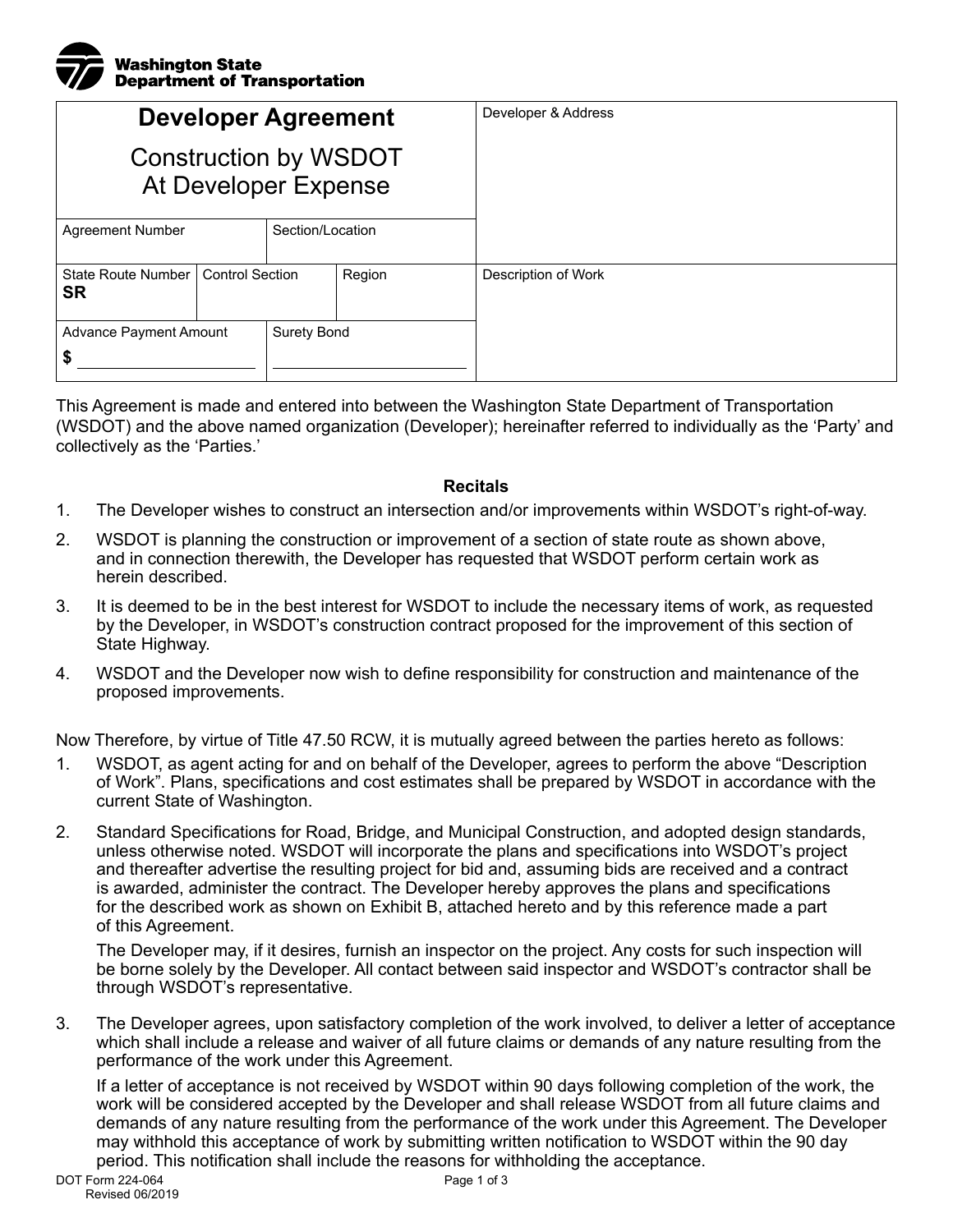**Washington State Department of Transportation**

| **Developer Agreement**<br><br>Construction by WSDOT<br>At Developer Expense | | | Developer & Address |
|---|---|---|---|
| Agreement Number | Section/Location | | |
| State Route Number<br>**SR** | Control Section | Region | Description of Work |
| Advance Payment Amount<br>**$** ______________ | Surety Bond<br>______________ | | |

This Agreement is made and entered into between the Washington State Department of Transportation (WSDOT) and the above named organization (Developer); hereinafter referred to individually as the 'Party' and collectively as the 'Parties.'

**Recitals**

1. The Developer wishes to construct an intersection and/or improvements within WSDOT's right-of-way.
2. WSDOT is planning the construction or improvement of a section of state route as shown above, and in connection therewith, the Developer has requested that WSDOT perform certain work as herein described.
3. It is deemed to be in the best interest for WSDOT to include the necessary items of work, as requested by the Developer, in WSDOT's construction contract proposed for the improvement of this section of State Highway.
4. WSDOT and the Developer now wish to define responsibility for construction and maintenance of the proposed improvements.

Now Therefore, by virtue of Title 47.50 RCW, it is mutually agreed between the parties hereto as follows:

1. WSDOT, as agent acting for and on behalf of the Developer, agrees to perform the above "Description of Work". Plans, specifications and cost estimates shall be prepared by WSDOT in accordance with the current State of Washington.
2. Standard Specifications for Road, Bridge, and Municipal Construction, and adopted design standards, unless otherwise noted. WSDOT will incorporate the plans and specifications into WSDOT's project and thereafter advertise the resulting project for bid and, assuming bids are received and a contract is awarded, administer the contract. The Developer hereby approves the plans and specifications for the described work as shown on Exhibit B, attached hereto and by this reference made a part of this Agreement.

   The Developer may, if it desires, furnish an inspector on the project. Any costs for such inspection will be borne solely by the Developer. All contact between said inspector and WSDOT's contractor shall be through WSDOT's representative.

3. The Developer agrees, upon satisfactory completion of the work involved, to deliver a letter of acceptance which shall include a release and waiver of all future claims or demands of any nature resulting from the performance of the work under this Agreement.

   If a letter of acceptance is not received by WSDOT within 90 days following completion of the work, the work will be considered accepted by the Developer and shall release WSDOT from all future claims and demands of any nature resulting from the performance of the work under this Agreement. The Developer may withhold this acceptance of work by submitting written notification to WSDOT within the 90 day period. This notification shall include the reasons for withholding the acceptance.

DOT Form 224-064
Revised 06/2019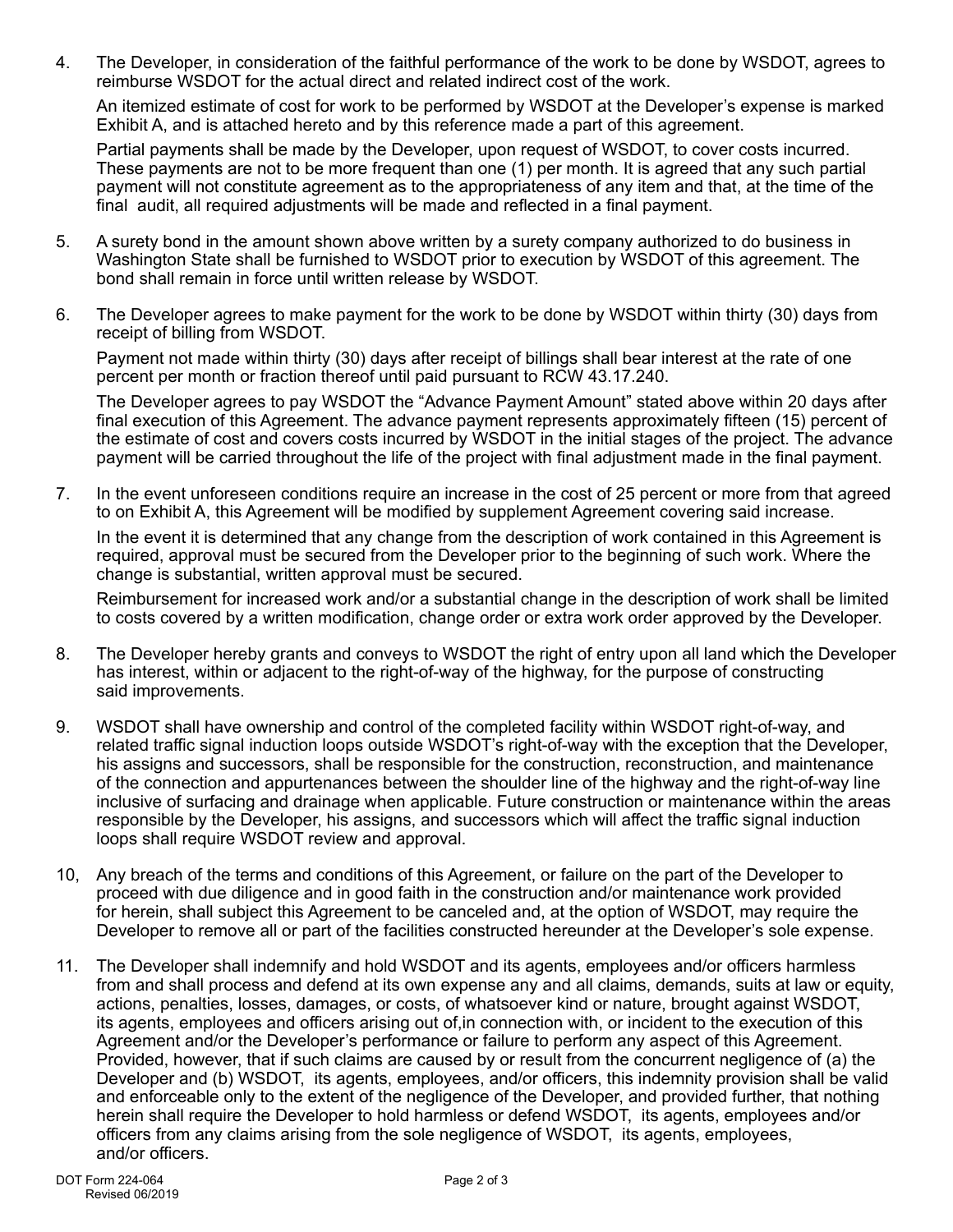4. The Developer, in consideration of the faithful performance of the work to be done by WSDOT, agrees to reimburse WSDOT for the actual direct and related indirect cost of the work.

   An itemized estimate of cost for work to be performed by WSDOT at the Developer's expense is marked Exhibit A, and is attached hereto and by this reference made a part of this agreement.

   Partial payments shall be made by the Developer, upon request of WSDOT, to cover costs incurred. These payments are not to be more frequent than one (1) per month. It is agreed that any such partial payment will not constitute agreement as to the appropriateness of any item and that, at the time of the final audit, all required adjustments will be made and reflected in a final payment.

5. A surety bond in the amount shown above written by a surety company authorized to do business in Washington State shall be furnished to WSDOT prior to execution by WSDOT of this agreement. The bond shall remain in force until written release by WSDOT.

6. The Developer agrees to make payment for the work to be done by WSDOT within thirty (30) days from receipt of billing from WSDOT.

   Payment not made within thirty (30) days after receipt of billings shall bear interest at the rate of one percent per month or fraction thereof until paid pursuant to RCW 43.17.240.

   The Developer agrees to pay WSDOT the "Advance Payment Amount" stated above within 20 days after final execution of this Agreement. The advance payment represents approximately fifteen (15) percent of the estimate of cost and covers costs incurred by WSDOT in the initial stages of the project. The advance payment will be carried throughout the life of the project with final adjustment made in the final payment.

7. In the event unforeseen conditions require an increase in the cost of 25 percent or more from that agreed to on Exhibit A, this Agreement will be modified by supplement Agreement covering said increase.

   In the event it is determined that any change from the description of work contained in this Agreement is required, approval must be secured from the Developer prior to the beginning of such work. Where the change is substantial, written approval must be secured.

   Reimbursement for increased work and/or a substantial change in the description of work shall be limited to costs covered by a written modification, change order or extra work order approved by the Developer.

8. The Developer hereby grants and conveys to WSDOT the right of entry upon all land which the Developer has interest, within or adjacent to the right-of-way of the highway, for the purpose of constructing said improvements.

9. WSDOT shall have ownership and control of the completed facility within WSDOT right-of-way, and related traffic signal induction loops outside WSDOT's right-of-way with the exception that the Developer, his assigns and successors, shall be responsible for the construction, reconstruction, and maintenance of the connection and appurtenances between the shoulder line of the highway and the right-of-way line inclusive of surfacing and drainage when applicable. Future construction or maintenance within the areas responsible by the Developer, his assigns, and successors which will affect the traffic signal induction loops shall require WSDOT review and approval.

10, Any breach of the terms and conditions of this Agreement, or failure on the part of the Developer to proceed with due diligence and in good faith in the construction and/or maintenance work provided for herein, shall subject this Agreement to be canceled and, at the option of WSDOT, may require the Developer to remove all or part of the facilities constructed hereunder at the Developer's sole expense.

11. The Developer shall indemnify and hold WSDOT and its agents, employees and/or officers harmless from and shall process and defend at its own expense any and all claims, demands, suits at law or equity, actions, penalties, losses, damages, or costs, of whatsoever kind or nature, brought against WSDOT, its agents, employees and officers arising out of,in connection with, or incident to the execution of this Agreement and/or the Developer's performance or failure to perform any aspect of this Agreement. Provided, however, that if such claims are caused by or result from the concurrent negligence of (a) the Developer and (b) WSDOT, its agents, employees, and/or officers, this indemnity provision shall be valid and enforceable only to the extent of the negligence of the Developer, and provided further, that nothing herein shall require the Developer to hold harmless or defend WSDOT, its agents, employees and/or officers from any claims arising from the sole negligence of WSDOT, its agents, employees, and/or officers.

DOT Form 224-064
Revised 06/2019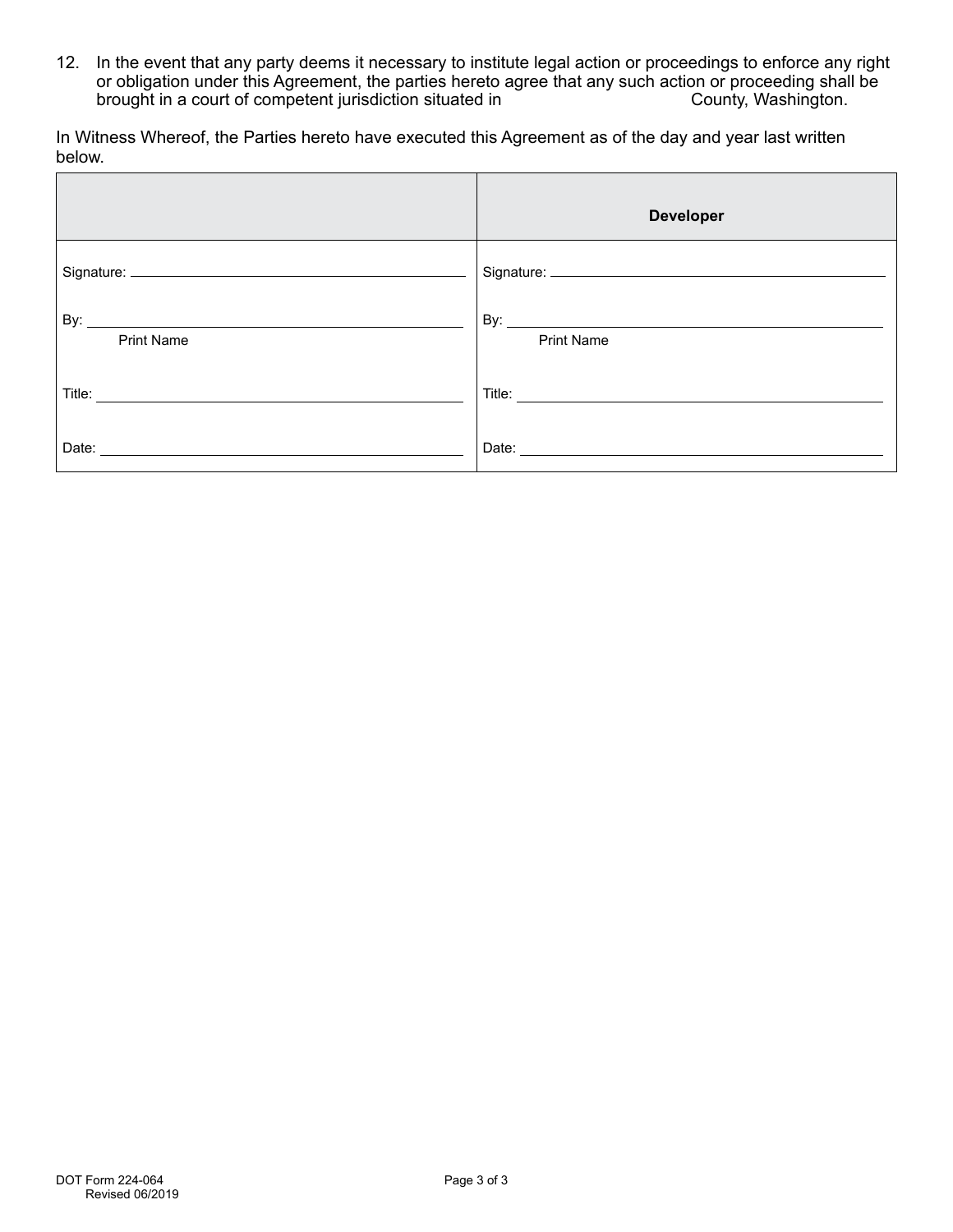12. In the event that any party deems it necessary to institute legal action or proceedings to enforce any right or obligation under this Agreement, the parties hereto agree that any such action or proceeding shall be brought in a court of competent jurisdiction situated in ______________ County, Washington.

In Witness Whereof, the Parties hereto have executed this Agreement as of the day and year last written below.

| | **Developer** |
|---|---|
| Signature: ______________________ | Signature: ______________________ |
| By: ______________________<br>Print Name | By: ______________________<br>Print Name |
| Title: ______________________ | Title: ______________________ |
| Date: ______________________ | Date: ______________________ |

DOT Form 224-064
Revised 06/2019